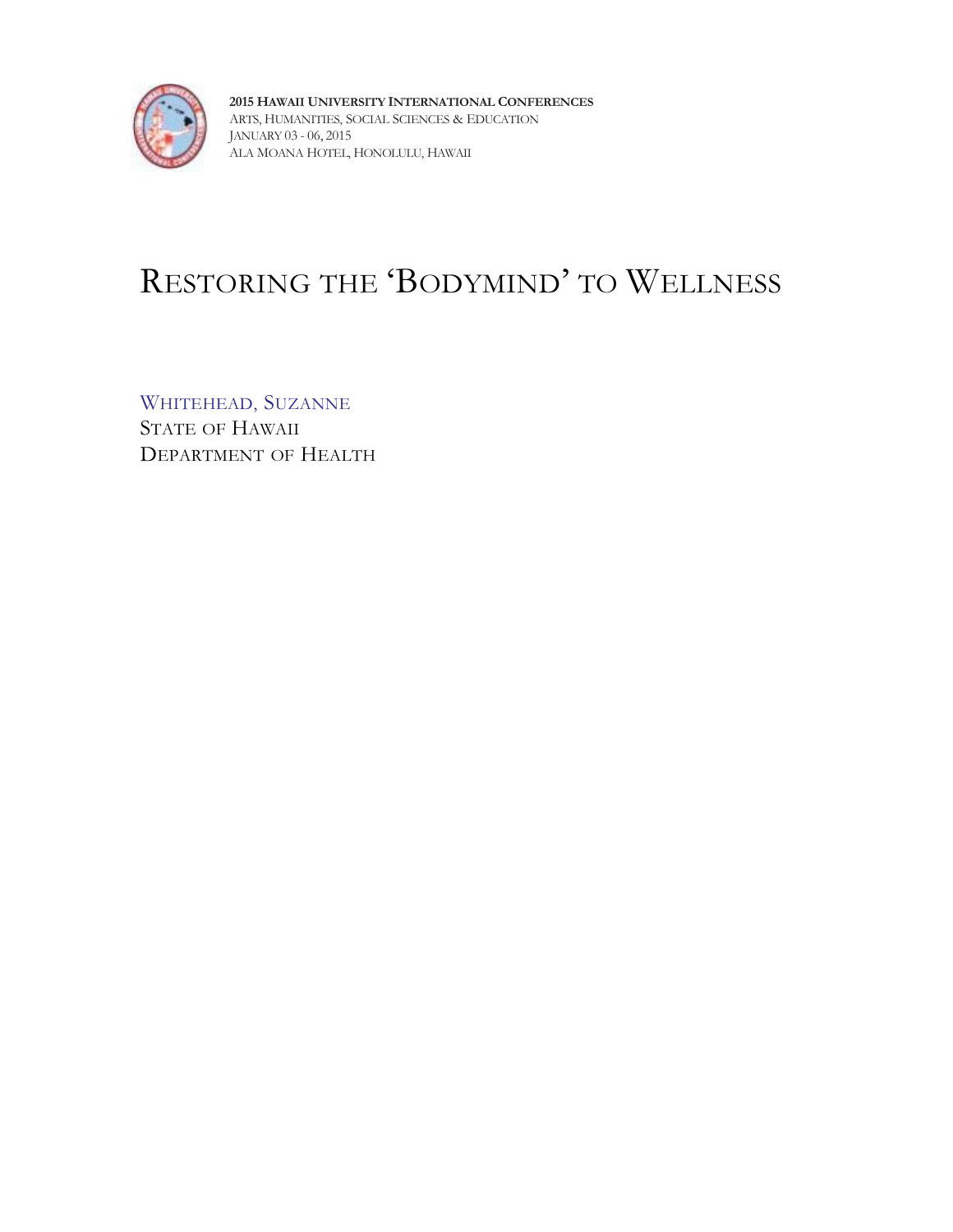**2015 Hawaii University International Conferences**
Arts, Humanities, Social Sciences & Education
January 03 - 06, 2015
Ala Moana Hotel, Honolulu, Hawaii

# Restoring the 'Bodymind' to Wellness

Whitehead, Suzanne
State of Hawaii
Department of Health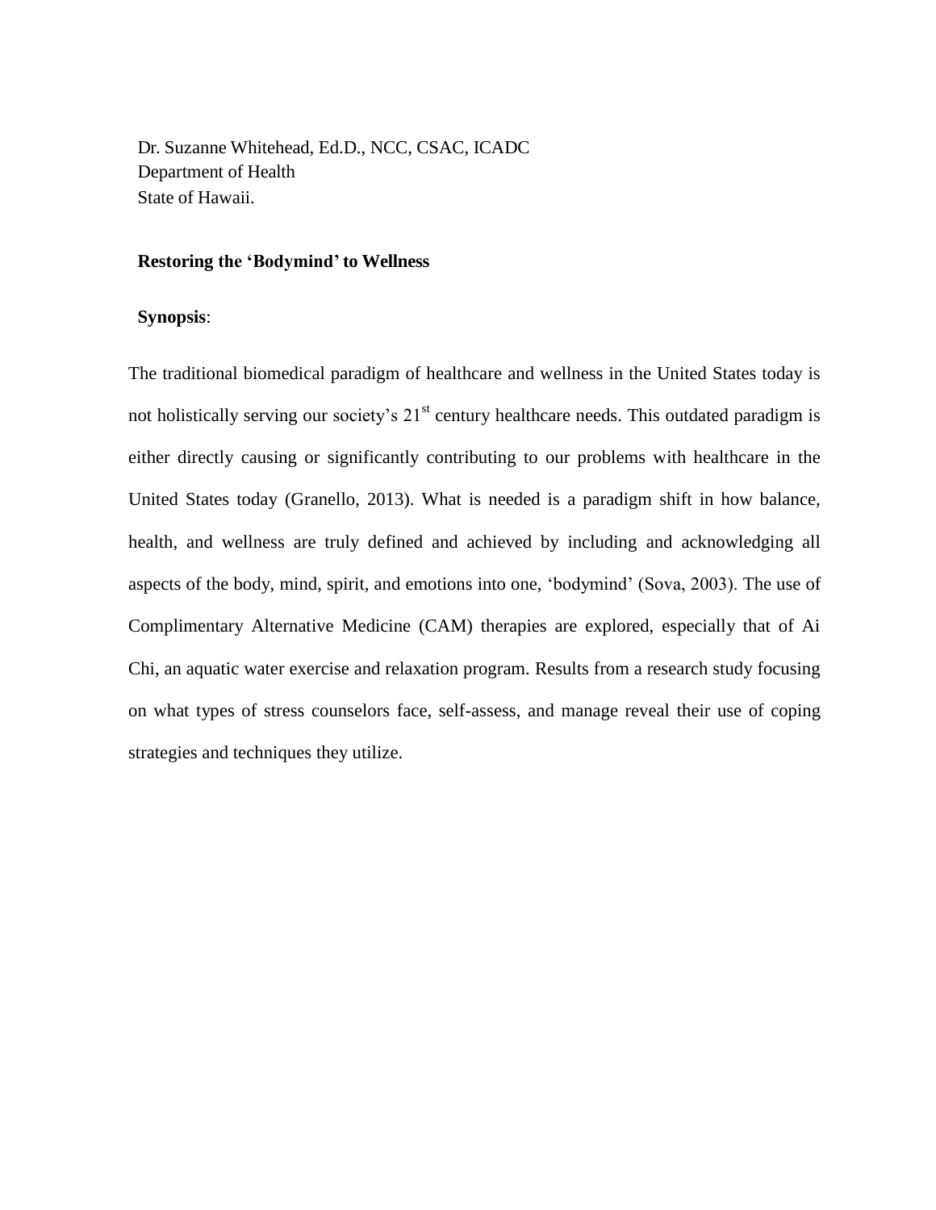Dr. Suzanne Whitehead, Ed.D., NCC, CSAC, ICADC
Department of Health
State of Hawaii.

**Restoring the 'Bodymind' to Wellness**

**Synopsis**:

The traditional biomedical paradigm of healthcare and wellness in the United States today is not holistically serving our society's 21st century healthcare needs. This outdated paradigm is either directly causing or significantly contributing to our problems with healthcare in the United States today (Granello, 2013). What is needed is a paradigm shift in how balance, health, and wellness are truly defined and achieved by including and acknowledging all aspects of the body, mind, spirit, and emotions into one, 'bodymind' (Sova, 2003). The use of Complimentary Alternative Medicine (CAM) therapies are explored, especially that of Ai Chi, an aquatic water exercise and relaxation program. Results from a research study focusing on what types of stress counselors face, self-assess, and manage reveal their use of coping strategies and techniques they utilize.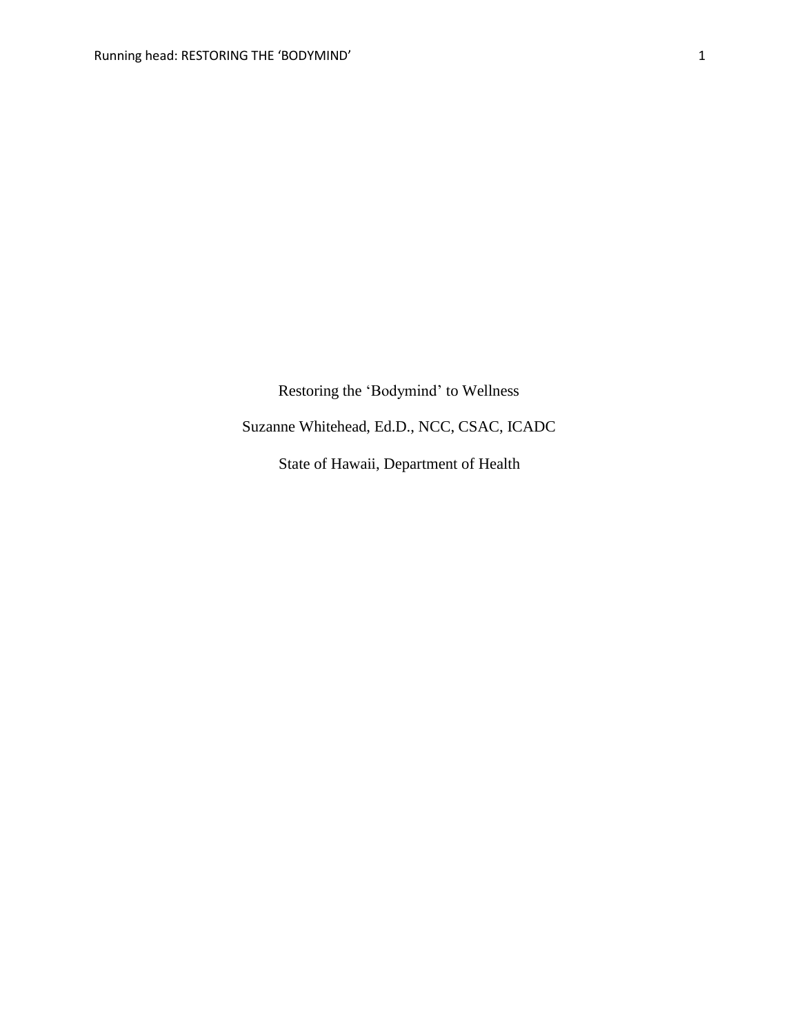# Restoring the ‘Bodymind’ to Wellness

Suzanne Whitehead, Ed.D., NCC, CSAC, ICADC

State of Hawaii, Department of Health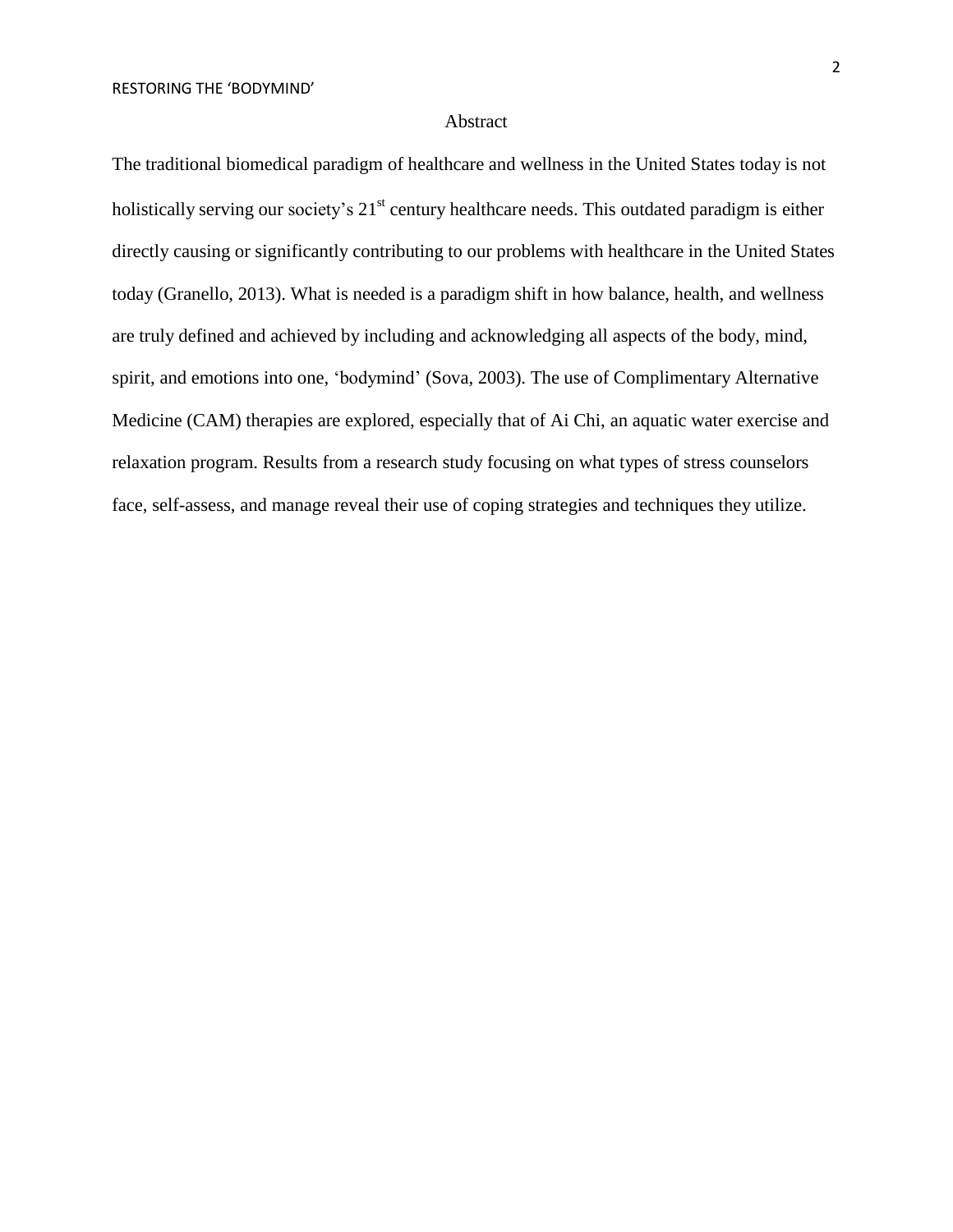# Abstract

The traditional biomedical paradigm of healthcare and wellness in the United States today is not holistically serving our society's 21st century healthcare needs. This outdated paradigm is either directly causing or significantly contributing to our problems with healthcare in the United States today (Granello, 2013). What is needed is a paradigm shift in how balance, health, and wellness are truly defined and achieved by including and acknowledging all aspects of the body, mind, spirit, and emotions into one, 'bodymind' (Sova, 2003). The use of Complimentary Alternative Medicine (CAM) therapies are explored, especially that of Ai Chi, an aquatic water exercise and relaxation program. Results from a research study focusing on what types of stress counselors face, self-assess, and manage reveal their use of coping strategies and techniques they utilize.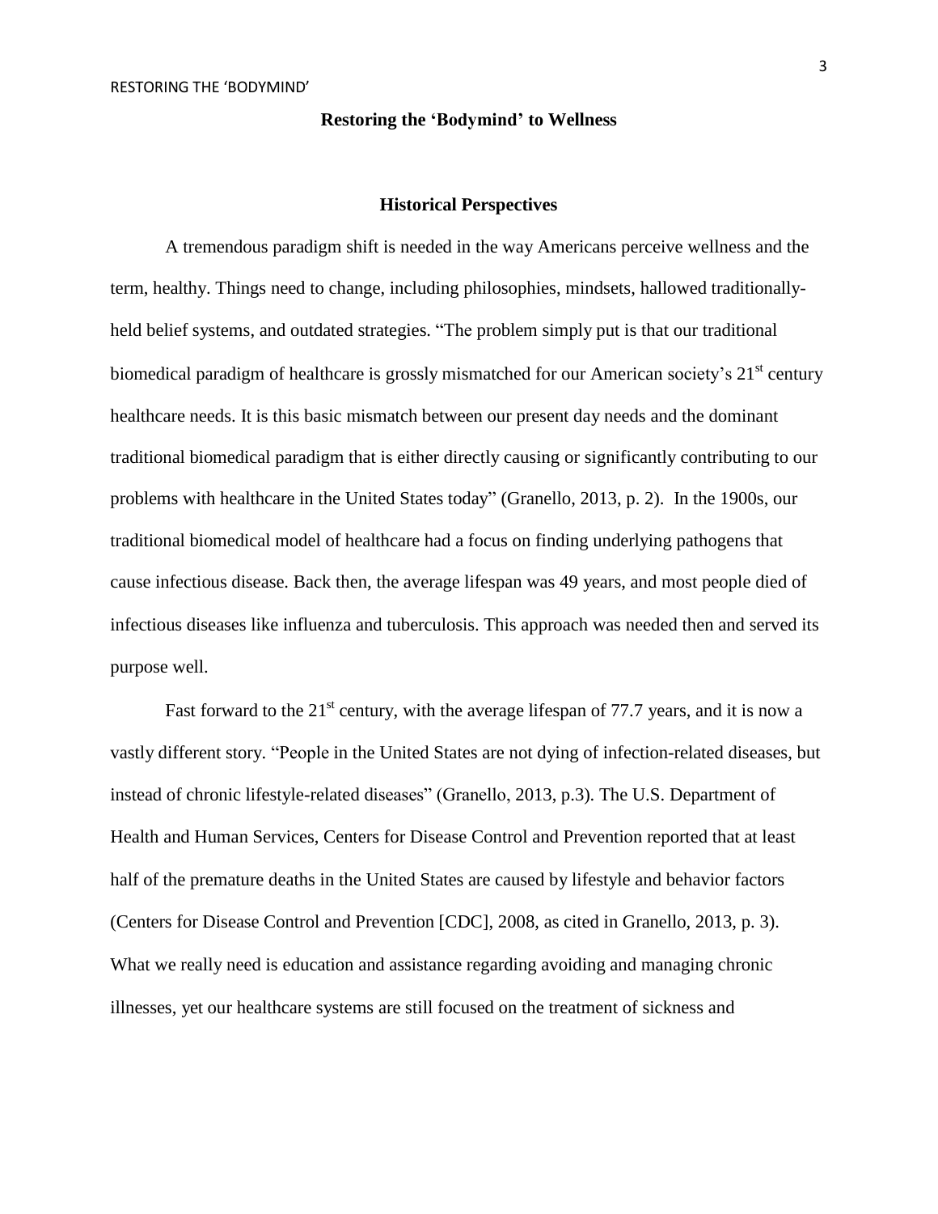## Restoring the 'Bodymind' to Wellness

### Historical Perspectives

A tremendous paradigm shift is needed in the way Americans perceive wellness and the term, healthy. Things need to change, including philosophies, mindsets, hallowed traditionally-held belief systems, and outdated strategies. "The problem simply put is that our traditional biomedical paradigm of healthcare is grossly mismatched for our American society's 21st century healthcare needs. It is this basic mismatch between our present day needs and the dominant traditional biomedical paradigm that is either directly causing or significantly contributing to our problems with healthcare in the United States today" (Granello, 2013, p. 2). In the 1900s, our traditional biomedical model of healthcare had a focus on finding underlying pathogens that cause infectious disease. Back then, the average lifespan was 49 years, and most people died of infectious diseases like influenza and tuberculosis. This approach was needed then and served its purpose well.

Fast forward to the 21st century, with the average lifespan of 77.7 years, and it is now a vastly different story. "People in the United States are not dying of infection-related diseases, but instead of chronic lifestyle-related diseases" (Granello, 2013, p.3). The U.S. Department of Health and Human Services, Centers for Disease Control and Prevention reported that at least half of the premature deaths in the United States are caused by lifestyle and behavior factors (Centers for Disease Control and Prevention [CDC], 2008, as cited in Granello, 2013, p. 3). What we really need is education and assistance regarding avoiding and managing chronic illnesses, yet our healthcare systems are still focused on the treatment of sickness and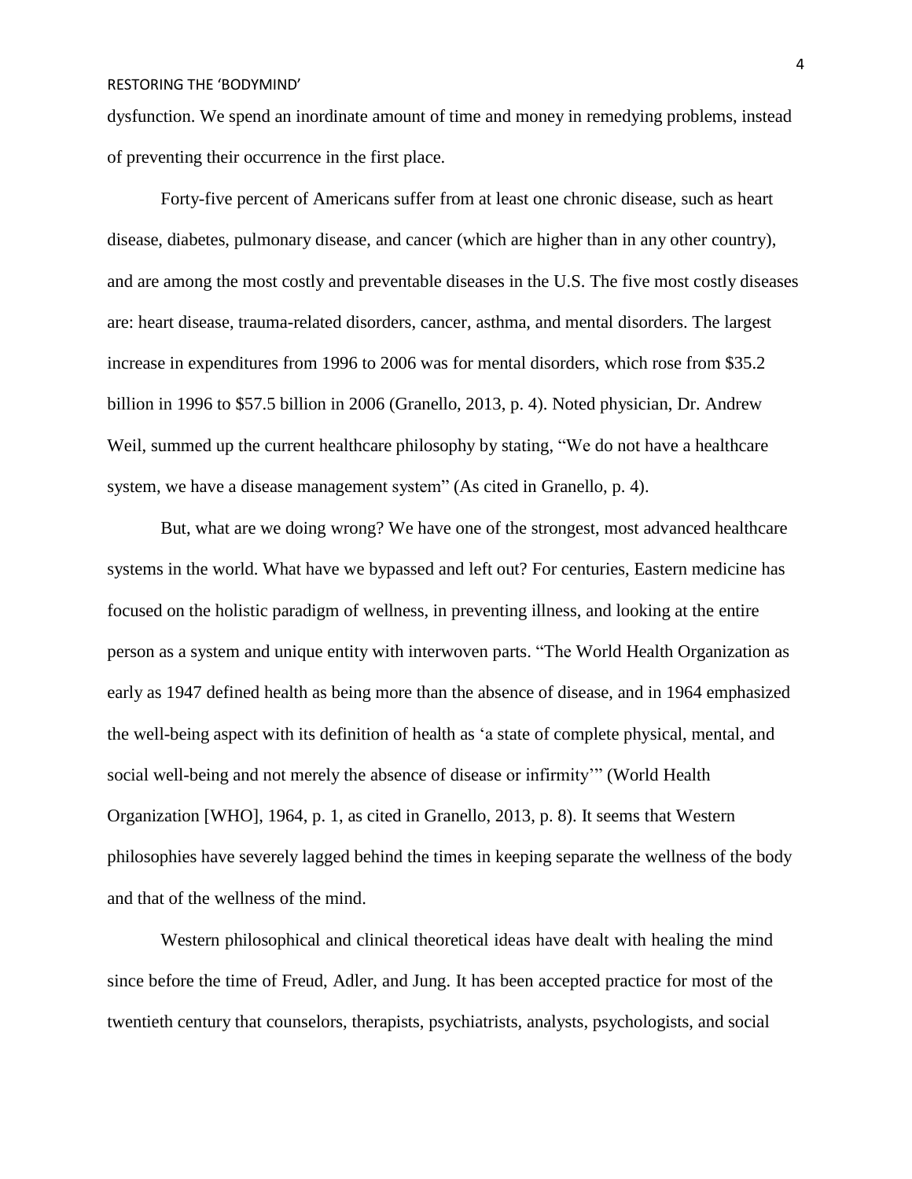dysfunction. We spend an inordinate amount of time and money in remedying problems, instead of preventing their occurrence in the first place.

Forty-five percent of Americans suffer from at least one chronic disease, such as heart disease, diabetes, pulmonary disease, and cancer (which are higher than in any other country), and are among the most costly and preventable diseases in the U.S. The five most costly diseases are: heart disease, trauma-related disorders, cancer, asthma, and mental disorders. The largest increase in expenditures from 1996 to 2006 was for mental disorders, which rose from $35.2 billion in 1996 to $57.5 billion in 2006 (Granello, 2013, p. 4). Noted physician, Dr. Andrew Weil, summed up the current healthcare philosophy by stating, "We do not have a healthcare system, we have a disease management system" (As cited in Granello, p. 4).

But, what are we doing wrong? We have one of the strongest, most advanced healthcare systems in the world. What have we bypassed and left out? For centuries, Eastern medicine has focused on the holistic paradigm of wellness, in preventing illness, and looking at the entire person as a system and unique entity with interwoven parts. "The World Health Organization as early as 1947 defined health as being more than the absence of disease, and in 1964 emphasized the well-being aspect with its definition of health as 'a state of complete physical, mental, and social well-being and not merely the absence of disease or infirmity'" (World Health Organization [WHO], 1964, p. 1, as cited in Granello, 2013, p. 8). It seems that Western philosophies have severely lagged behind the times in keeping separate the wellness of the body and that of the wellness of the mind.

Western philosophical and clinical theoretical ideas have dealt with healing the mind since before the time of Freud, Adler, and Jung. It has been accepted practice for most of the twentieth century that counselors, therapists, psychiatrists, analysts, psychologists, and social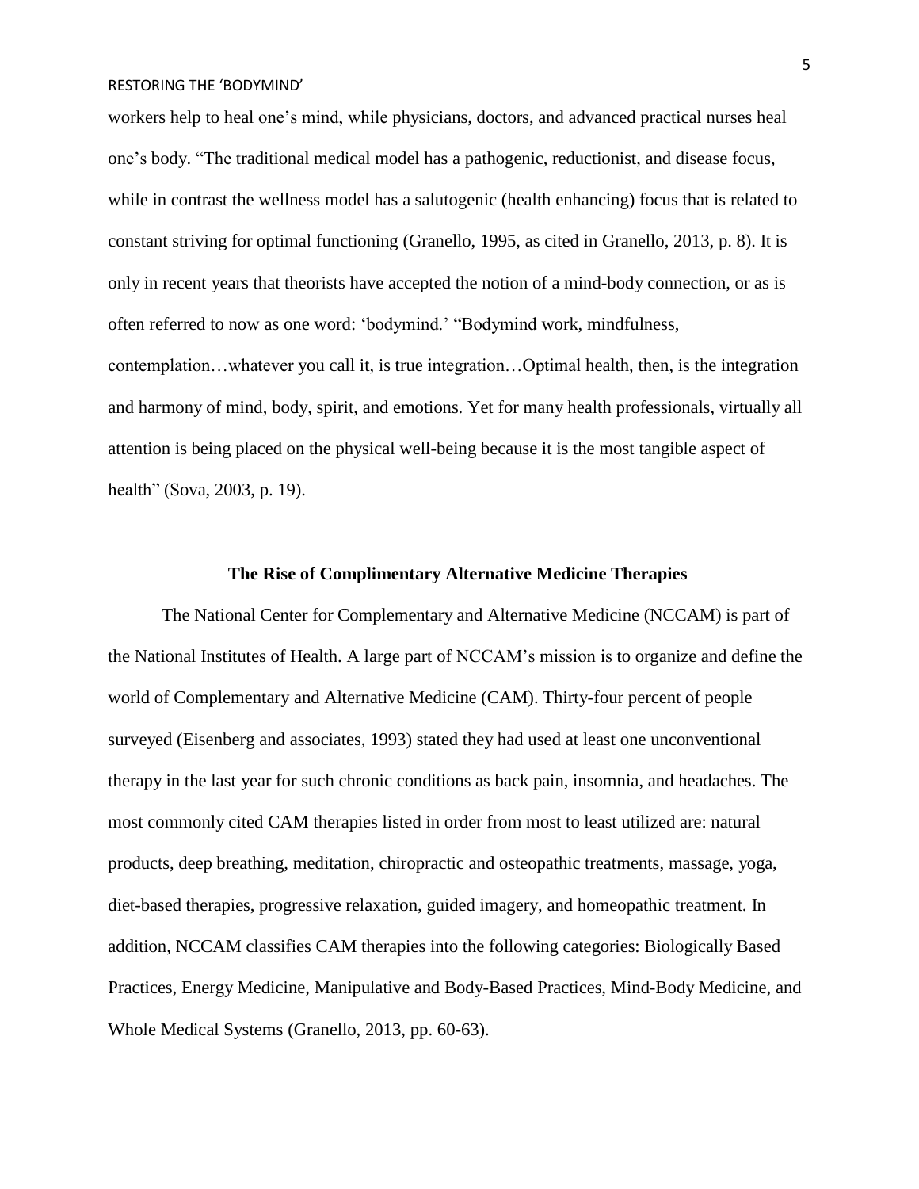workers help to heal one's mind, while physicians, doctors, and advanced practical nurses heal one's body. "The traditional medical model has a pathogenic, reductionist, and disease focus, while in contrast the wellness model has a salutogenic (health enhancing) focus that is related to constant striving for optimal functioning (Granello, 1995, as cited in Granello, 2013, p. 8). It is only in recent years that theorists have accepted the notion of a mind-body connection, or as is often referred to now as one word: 'bodymind.' "Bodymind work, mindfulness, contemplation…whatever you call it, is true integration…Optimal health, then, is the integration and harmony of mind, body, spirit, and emotions. Yet for many health professionals, virtually all attention is being placed on the physical well-being because it is the most tangible aspect of health" (Sova, 2003, p. 19).

## The Rise of Complimentary Alternative Medicine Therapies

The National Center for Complementary and Alternative Medicine (NCCAM) is part of the National Institutes of Health. A large part of NCCAM's mission is to organize and define the world of Complementary and Alternative Medicine (CAM). Thirty-four percent of people surveyed (Eisenberg and associates, 1993) stated they had used at least one unconventional therapy in the last year for such chronic conditions as back pain, insomnia, and headaches. The most commonly cited CAM therapies listed in order from most to least utilized are: natural products, deep breathing, meditation, chiropractic and osteopathic treatments, massage, yoga, diet-based therapies, progressive relaxation, guided imagery, and homeopathic treatment. In addition, NCCAM classifies CAM therapies into the following categories: Biologically Based Practices, Energy Medicine, Manipulative and Body-Based Practices, Mind-Body Medicine, and Whole Medical Systems (Granello, 2013, pp. 60-63).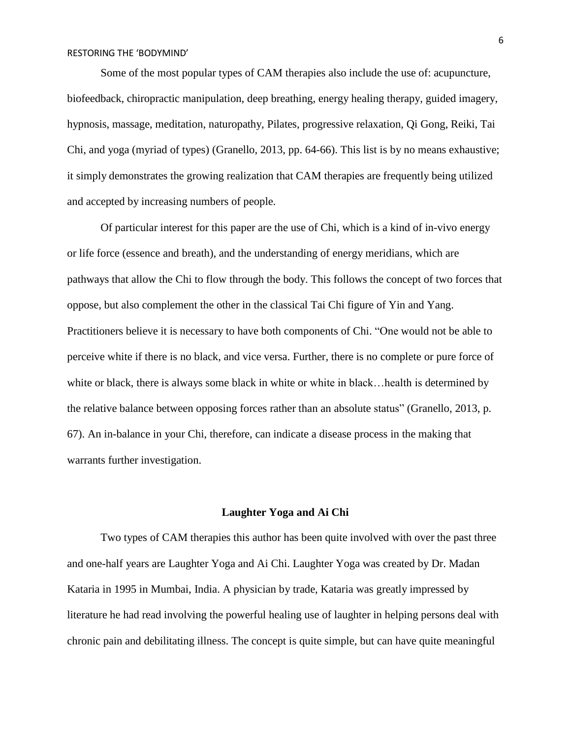Some of the most popular types of CAM therapies also include the use of: acupuncture, biofeedback, chiropractic manipulation, deep breathing, energy healing therapy, guided imagery, hypnosis, massage, meditation, naturopathy, Pilates, progressive relaxation, Qi Gong, Reiki, Tai Chi, and yoga (myriad of types) (Granello, 2013, pp. 64-66). This list is by no means exhaustive; it simply demonstrates the growing realization that CAM therapies are frequently being utilized and accepted by increasing numbers of people.

Of particular interest for this paper are the use of Chi, which is a kind of in-vivo energy or life force (essence and breath), and the understanding of energy meridians, which are pathways that allow the Chi to flow through the body. This follows the concept of two forces that oppose, but also complement the other in the classical Tai Chi figure of Yin and Yang. Practitioners believe it is necessary to have both components of Chi. "One would not be able to perceive white if there is no black, and vice versa. Further, there is no complete or pure force of white or black, there is always some black in white or white in black…health is determined by the relative balance between opposing forces rather than an absolute status" (Granello, 2013, p. 67). An in-balance in your Chi, therefore, can indicate a disease process in the making that warrants further investigation.

## Laughter Yoga and Ai Chi

Two types of CAM therapies this author has been quite involved with over the past three and one-half years are Laughter Yoga and Ai Chi. Laughter Yoga was created by Dr. Madan Kataria in 1995 in Mumbai, India. A physician by trade, Kataria was greatly impressed by literature he had read involving the powerful healing use of laughter in helping persons deal with chronic pain and debilitating illness. The concept is quite simple, but can have quite meaningful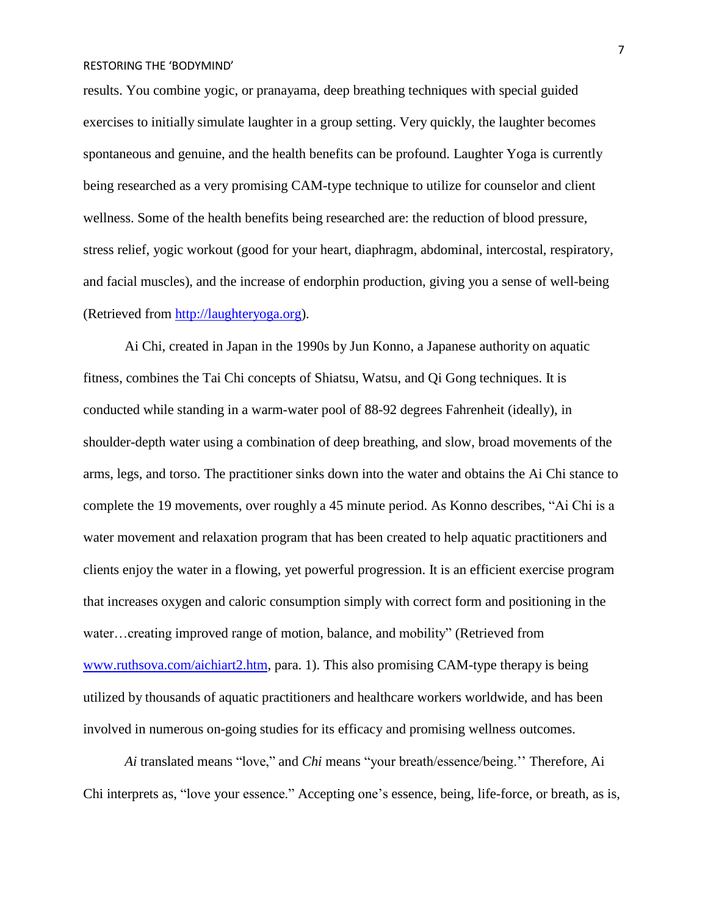results. You combine yogic, or pranayama, deep breathing techniques with special guided exercises to initially simulate laughter in a group setting. Very quickly, the laughter becomes spontaneous and genuine, and the health benefits can be profound. Laughter Yoga is currently being researched as a very promising CAM-type technique to utilize for counselor and client wellness. Some of the health benefits being researched are: the reduction of blood pressure, stress relief, yogic workout (good for your heart, diaphragm, abdominal, intercostal, respiratory, and facial muscles), and the increase of endorphin production, giving you a sense of well-being (Retrieved from http://laughteryoga.org).

Ai Chi, created in Japan in the 1990s by Jun Konno, a Japanese authority on aquatic fitness, combines the Tai Chi concepts of Shiatsu, Watsu, and Qi Gong techniques. It is conducted while standing in a warm-water pool of 88-92 degrees Fahrenheit (ideally), in shoulder-depth water using a combination of deep breathing, and slow, broad movements of the arms, legs, and torso. The practitioner sinks down into the water and obtains the Ai Chi stance to complete the 19 movements, over roughly a 45 minute period. As Konno describes, "Ai Chi is a water movement and relaxation program that has been created to help aquatic practitioners and clients enjoy the water in a flowing, yet powerful progression. It is an efficient exercise program that increases oxygen and caloric consumption simply with correct form and positioning in the water…creating improved range of motion, balance, and mobility" (Retrieved from www.ruthsova.com/aichiart2.htm, para. 1). This also promising CAM-type therapy is being utilized by thousands of aquatic practitioners and healthcare workers worldwide, and has been involved in numerous on-going studies for its efficacy and promising wellness outcomes.

*Ai* translated means "love," and *Chi* means "your breath/essence/being.'' Therefore, Ai Chi interprets as, "love your essence." Accepting one's essence, being, life-force, or breath, as is,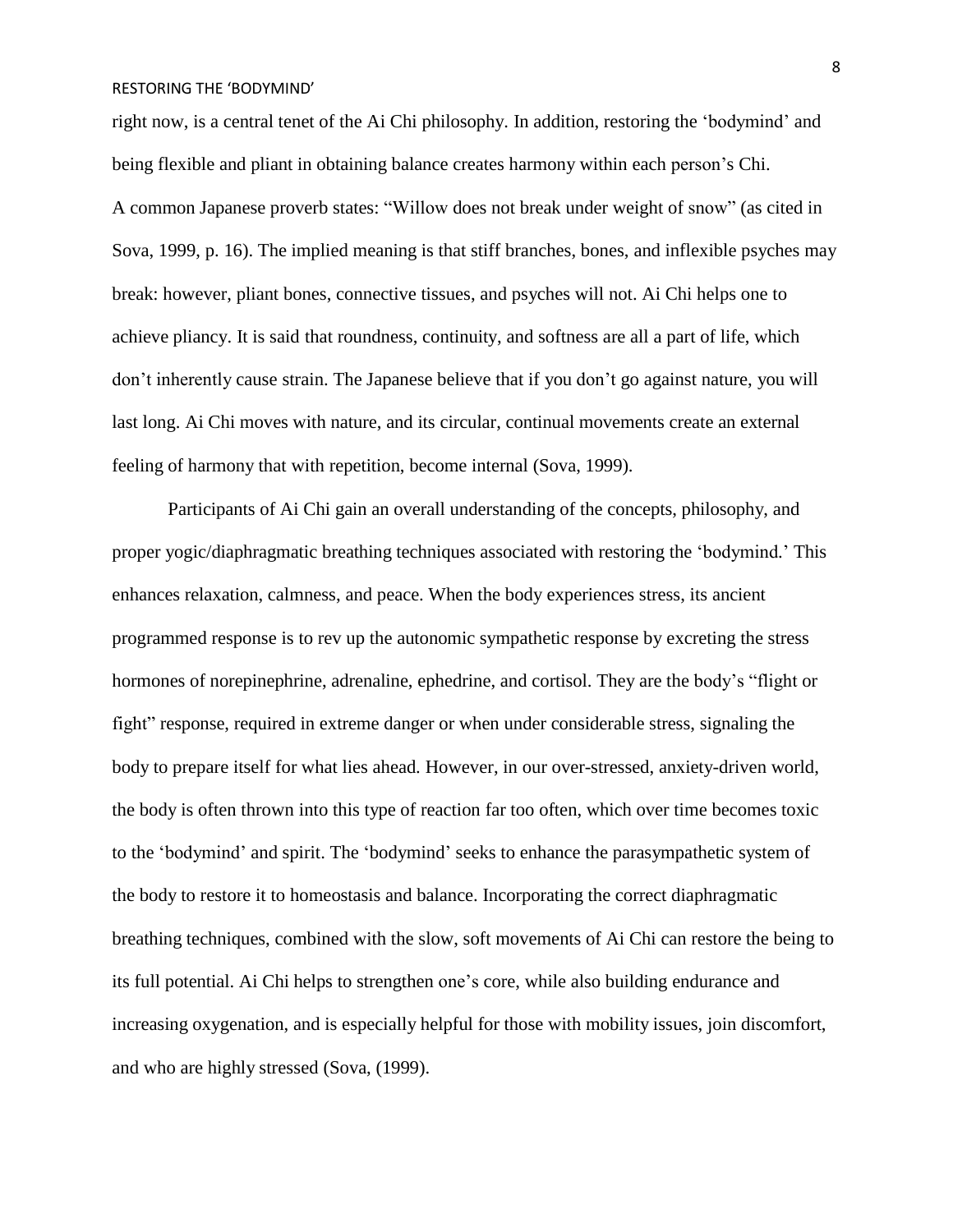right now, is a central tenet of the Ai Chi philosophy. In addition, restoring the 'bodymind' and being flexible and pliant in obtaining balance creates harmony within each person's Chi.
A common Japanese proverb states: "Willow does not break under weight of snow" (as cited in Sova, 1999, p. 16). The implied meaning is that stiff branches, bones, and inflexible psyches may break: however, pliant bones, connective tissues, and psyches will not. Ai Chi helps one to achieve pliancy. It is said that roundness, continuity, and softness are all a part of life, which don't inherently cause strain. The Japanese believe that if you don't go against nature, you will last long. Ai Chi moves with nature, and its circular, continual movements create an external feeling of harmony that with repetition, become internal (Sova, 1999).

Participants of Ai Chi gain an overall understanding of the concepts, philosophy, and proper yogic/diaphragmatic breathing techniques associated with restoring the 'bodymind.' This enhances relaxation, calmness, and peace. When the body experiences stress, its ancient programmed response is to rev up the autonomic sympathetic response by excreting the stress hormones of norepinephrine, adrenaline, ephedrine, and cortisol. They are the body's "flight or fight" response, required in extreme danger or when under considerable stress, signaling the body to prepare itself for what lies ahead. However, in our over-stressed, anxiety-driven world, the body is often thrown into this type of reaction far too often, which over time becomes toxic to the 'bodymind' and spirit. The 'bodymind' seeks to enhance the parasympathetic system of the body to restore it to homeostasis and balance. Incorporating the correct diaphragmatic breathing techniques, combined with the slow, soft movements of Ai Chi can restore the being to its full potential. Ai Chi helps to strengthen one's core, while also building endurance and increasing oxygenation, and is especially helpful for those with mobility issues, join discomfort, and who are highly stressed (Sova, (1999).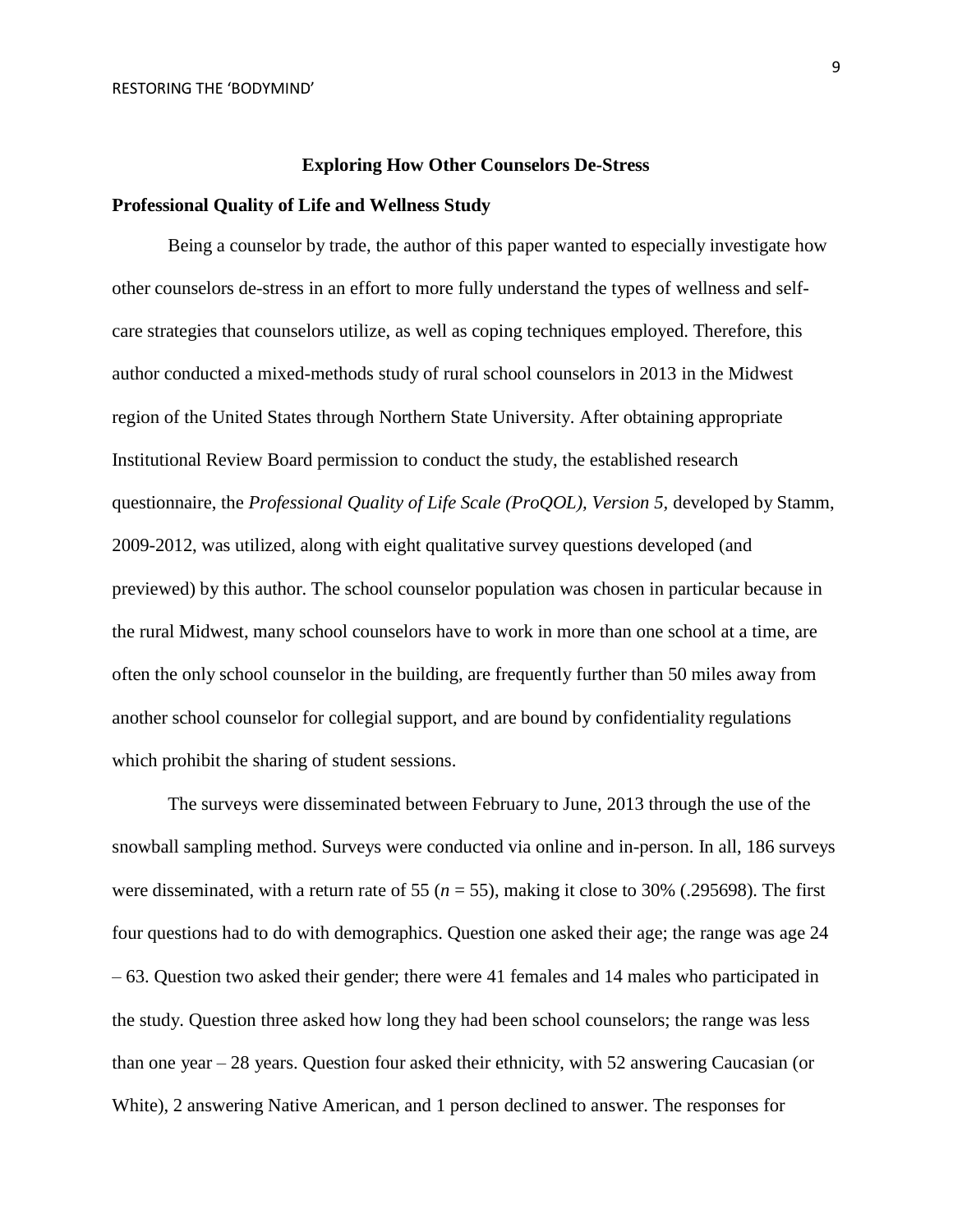## Exploring How Other Counselors De-Stress

### Professional Quality of Life and Wellness Study

Being a counselor by trade, the author of this paper wanted to especially investigate how other counselors de-stress in an effort to more fully understand the types of wellness and self-care strategies that counselors utilize, as well as coping techniques employed. Therefore, this author conducted a mixed-methods study of rural school counselors in 2013 in the Midwest region of the United States through Northern State University. After obtaining appropriate Institutional Review Board permission to conduct the study, the established research questionnaire, the *Professional Quality of Life Scale (ProQOL), Version 5,* developed by Stamm, 2009-2012, was utilized, along with eight qualitative survey questions developed (and previewed) by this author. The school counselor population was chosen in particular because in the rural Midwest, many school counselors have to work in more than one school at a time, are often the only school counselor in the building, are frequently further than 50 miles away from another school counselor for collegial support, and are bound by confidentiality regulations which prohibit the sharing of student sessions.

The surveys were disseminated between February to June, 2013 through the use of the snowball sampling method. Surveys were conducted via online and in-person. In all, 186 surveys were disseminated, with a return rate of 55 ($n$ = 55), making it close to 30% (.295698). The first four questions had to do with demographics. Question one asked their age; the range was age 24 – 63. Question two asked their gender; there were 41 females and 14 males who participated in the study. Question three asked how long they had been school counselors; the range was less than one year – 28 years. Question four asked their ethnicity, with 52 answering Caucasian (or White), 2 answering Native American, and 1 person declined to answer. The responses for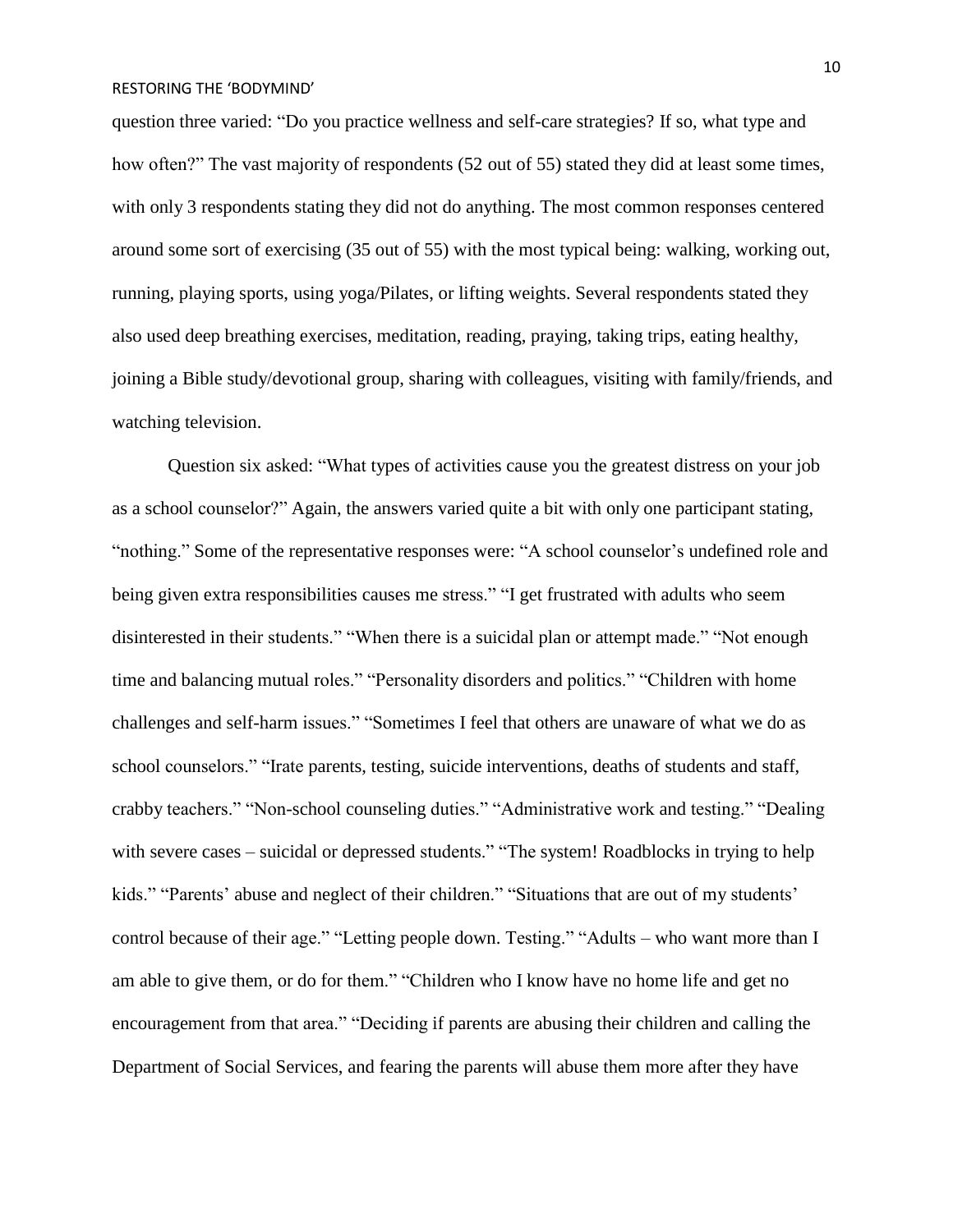question three varied: “Do you practice wellness and self-care strategies? If so, what type and how often?” The vast majority of respondents (52 out of 55) stated they did at least some times, with only 3 respondents stating they did not do anything. The most common responses centered around some sort of exercising (35 out of 55) with the most typical being: walking, working out, running, playing sports, using yoga/Pilates, or lifting weights. Several respondents stated they also used deep breathing exercises, meditation, reading, praying, taking trips, eating healthy, joining a Bible study/devotional group, sharing with colleagues, visiting with family/friends, and watching television.

Question six asked: “What types of activities cause you the greatest distress on your job as a school counselor?” Again, the answers varied quite a bit with only one participant stating, “nothing.” Some of the representative responses were: “A school counselor’s undefined role and being given extra responsibilities causes me stress.” “I get frustrated with adults who seem disinterested in their students.” “When there is a suicidal plan or attempt made.” “Not enough time and balancing mutual roles.” “Personality disorders and politics.” “Children with home challenges and self-harm issues.” “Sometimes I feel that others are unaware of what we do as school counselors.” “Irate parents, testing, suicide interventions, deaths of students and staff, crabby teachers.” “Non-school counseling duties.” “Administrative work and testing.” “Dealing with severe cases – suicidal or depressed students.” “The system! Roadblocks in trying to help kids.” “Parents’ abuse and neglect of their children.” “Situations that are out of my students’ control because of their age.” “Letting people down. Testing.” “Adults – who want more than I am able to give them, or do for them.” “Children who I know have no home life and get no encouragement from that area.” “Deciding if parents are abusing their children and calling the Department of Social Services, and fearing the parents will abuse them more after they have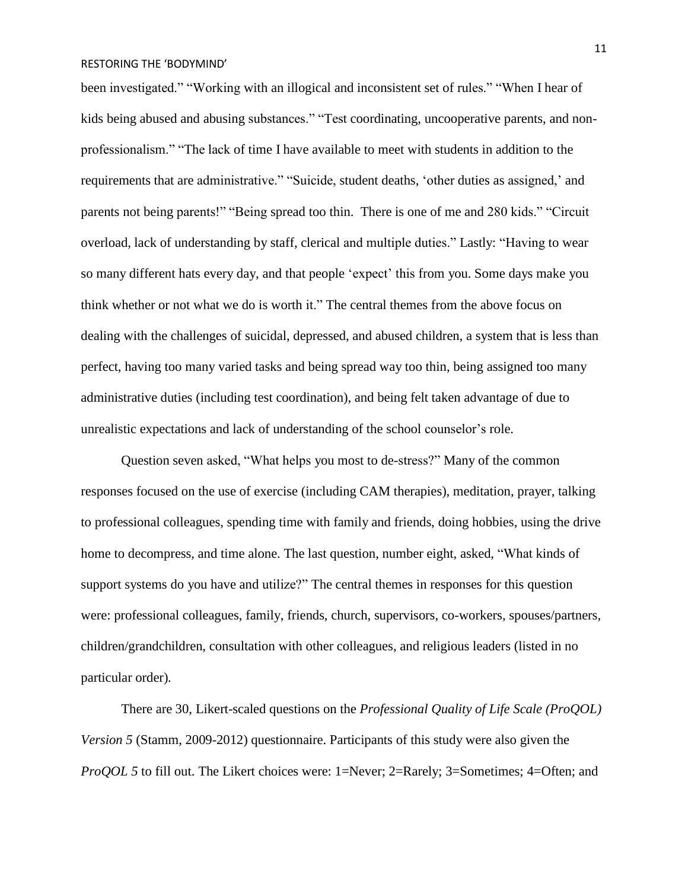been investigated." "Working with an illogical and inconsistent set of rules." "When I hear of kids being abused and abusing substances." "Test coordinating, uncooperative parents, and non-professionalism." "The lack of time I have available to meet with students in addition to the requirements that are administrative." "Suicide, student deaths, 'other duties as assigned,' and parents not being parents!" "Being spread too thin. There is one of me and 280 kids." "Circuit overload, lack of understanding by staff, clerical and multiple duties." Lastly: "Having to wear so many different hats every day, and that people 'expect' this from you. Some days make you think whether or not what we do is worth it." The central themes from the above focus on dealing with the challenges of suicidal, depressed, and abused children, a system that is less than perfect, having too many varied tasks and being spread way too thin, being assigned too many administrative duties (including test coordination), and being felt taken advantage of due to unrealistic expectations and lack of understanding of the school counselor's role.

Question seven asked, "What helps you most to de-stress?" Many of the common responses focused on the use of exercise (including CAM therapies), meditation, prayer, talking to professional colleagues, spending time with family and friends, doing hobbies, using the drive home to decompress, and time alone. The last question, number eight, asked, "What kinds of support systems do you have and utilize?" The central themes in responses for this question were: professional colleagues, family, friends, church, supervisors, co-workers, spouses/partners, children/grandchildren, consultation with other colleagues, and religious leaders (listed in no particular order).

There are 30, Likert-scaled questions on the *Professional Quality of Life Scale (ProQOL) Version 5* (Stamm, 2009-2012) questionnaire. Participants of this study were also given the *ProQOL 5* to fill out. The Likert choices were: 1=Never; 2=Rarely; 3=Sometimes; 4=Often; and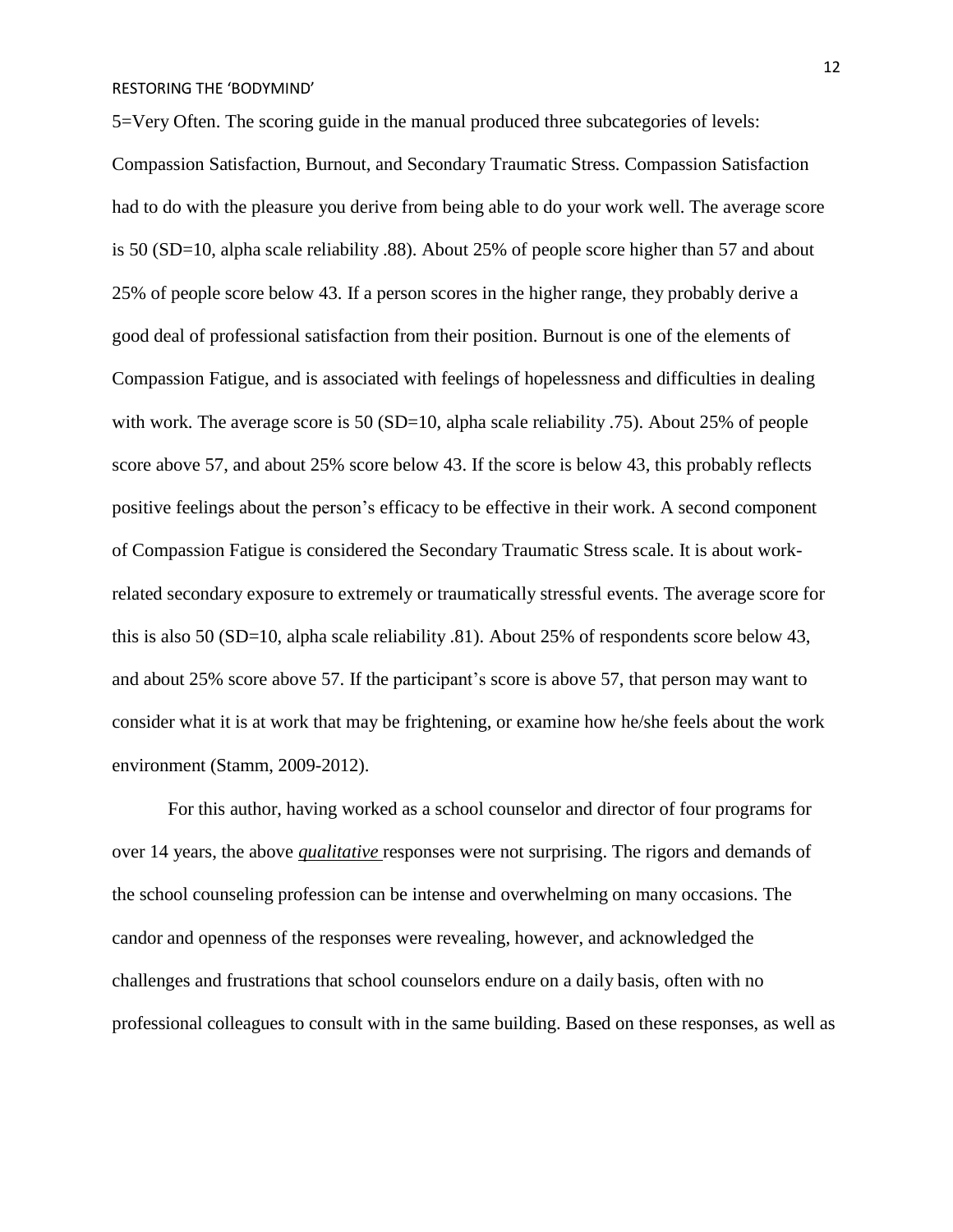5=Very Often. The scoring guide in the manual produced three subcategories of levels: Compassion Satisfaction, Burnout, and Secondary Traumatic Stress. Compassion Satisfaction had to do with the pleasure you derive from being able to do your work well. The average score is 50 (SD=10, alpha scale reliability .88). About 25% of people score higher than 57 and about 25% of people score below 43. If a person scores in the higher range, they probably derive a good deal of professional satisfaction from their position. Burnout is one of the elements of Compassion Fatigue, and is associated with feelings of hopelessness and difficulties in dealing with work. The average score is 50 (SD=10, alpha scale reliability .75). About 25% of people score above 57, and about 25% score below 43. If the score is below 43, this probably reflects positive feelings about the person's efficacy to be effective in their work. A second component of Compassion Fatigue is considered the Secondary Traumatic Stress scale. It is about work-related secondary exposure to extremely or traumatically stressful events. The average score for this is also 50 (SD=10, alpha scale reliability .81). About 25% of respondents score below 43, and about 25% score above 57. If the participant's score is above 57, that person may want to consider what it is at work that may be frightening, or examine how he/she feels about the work environment (Stamm, 2009-2012).

For this author, having worked as a school counselor and director of four programs for over 14 years, the above ***qualitative*** responses were not surprising. The rigors and demands of the school counseling profession can be intense and overwhelming on many occasions. The candor and openness of the responses were revealing, however, and acknowledged the challenges and frustrations that school counselors endure on a daily basis, often with no professional colleagues to consult with in the same building. Based on these responses, as well as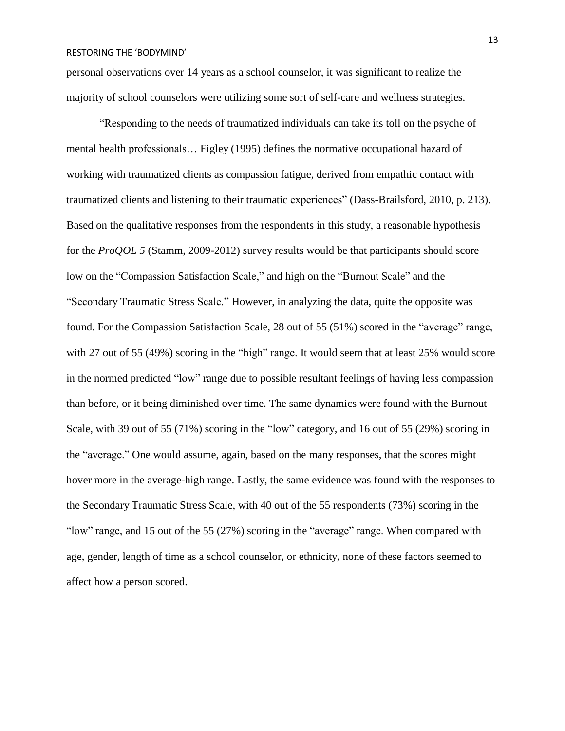personal observations over 14 years as a school counselor, it was significant to realize the majority of school counselors were utilizing some sort of self-care and wellness strategies.

"Responding to the needs of traumatized individuals can take its toll on the psyche of mental health professionals… Figley (1995) defines the normative occupational hazard of working with traumatized clients as compassion fatigue, derived from empathic contact with traumatized clients and listening to their traumatic experiences" (Dass-Brailsford, 2010, p. 213). Based on the qualitative responses from the respondents in this study, a reasonable hypothesis for the *ProQOL 5* (Stamm, 2009-2012) survey results would be that participants should score low on the "Compassion Satisfaction Scale," and high on the "Burnout Scale" and the "Secondary Traumatic Stress Scale." However, in analyzing the data, quite the opposite was found. For the Compassion Satisfaction Scale, 28 out of 55 (51%) scored in the "average" range, with 27 out of 55 (49%) scoring in the "high" range. It would seem that at least 25% would score in the normed predicted "low" range due to possible resultant feelings of having less compassion than before, or it being diminished over time. The same dynamics were found with the Burnout Scale, with 39 out of 55 (71%) scoring in the "low" category, and 16 out of 55 (29%) scoring in the "average." One would assume, again, based on the many responses, that the scores might hover more in the average-high range. Lastly, the same evidence was found with the responses to the Secondary Traumatic Stress Scale, with 40 out of the 55 respondents (73%) scoring in the "low" range, and 15 out of the 55 (27%) scoring in the "average" range. When compared with age, gender, length of time as a school counselor, or ethnicity, none of these factors seemed to affect how a person scored.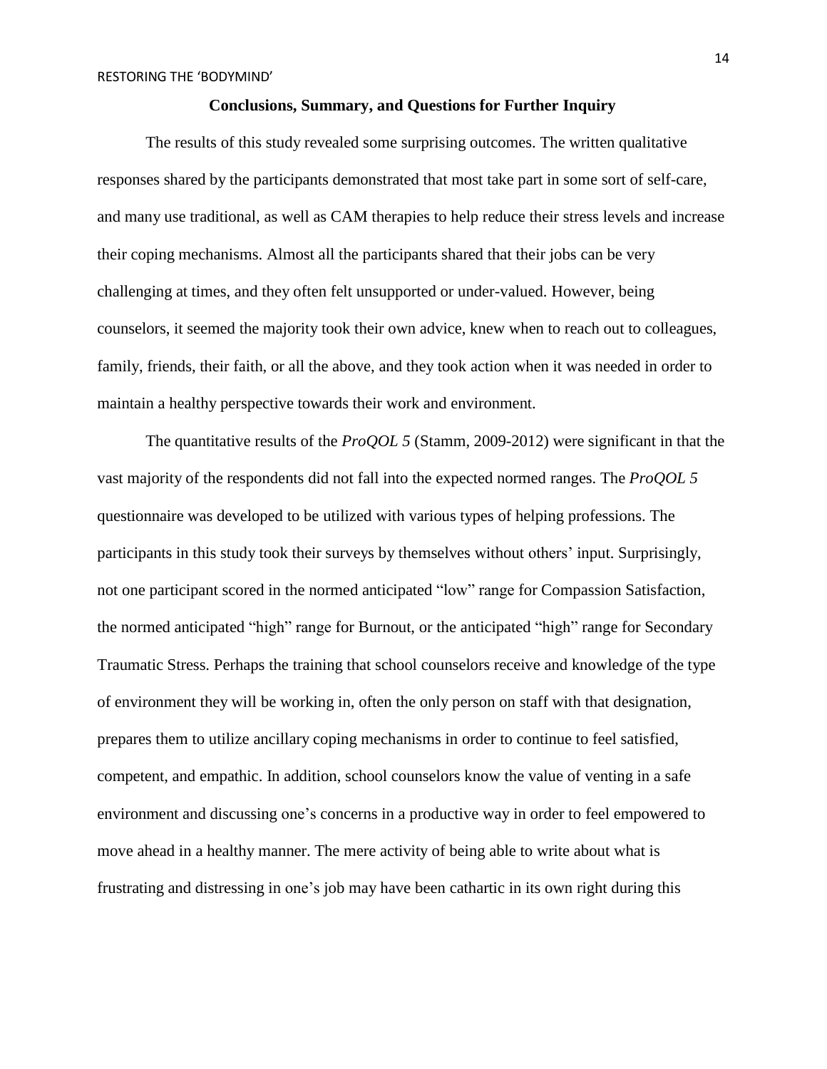## Conclusions, Summary, and Questions for Further Inquiry

The results of this study revealed some surprising outcomes. The written qualitative responses shared by the participants demonstrated that most take part in some sort of self-care, and many use traditional, as well as CAM therapies to help reduce their stress levels and increase their coping mechanisms. Almost all the participants shared that their jobs can be very challenging at times, and they often felt unsupported or under-valued. However, being counselors, it seemed the majority took their own advice, knew when to reach out to colleagues, family, friends, their faith, or all the above, and they took action when it was needed in order to maintain a healthy perspective towards their work and environment.

The quantitative results of the *ProQOL 5* (Stamm, 2009-2012) were significant in that the vast majority of the respondents did not fall into the expected normed ranges. The *ProQOL 5* questionnaire was developed to be utilized with various types of helping professions. The participants in this study took their surveys by themselves without others' input. Surprisingly, not one participant scored in the normed anticipated "low" range for Compassion Satisfaction, the normed anticipated "high" range for Burnout, or the anticipated "high" range for Secondary Traumatic Stress. Perhaps the training that school counselors receive and knowledge of the type of environment they will be working in, often the only person on staff with that designation, prepares them to utilize ancillary coping mechanisms in order to continue to feel satisfied, competent, and empathic. In addition, school counselors know the value of venting in a safe environment and discussing one's concerns in a productive way in order to feel empowered to move ahead in a healthy manner. The mere activity of being able to write about what is frustrating and distressing in one's job may have been cathartic in its own right during this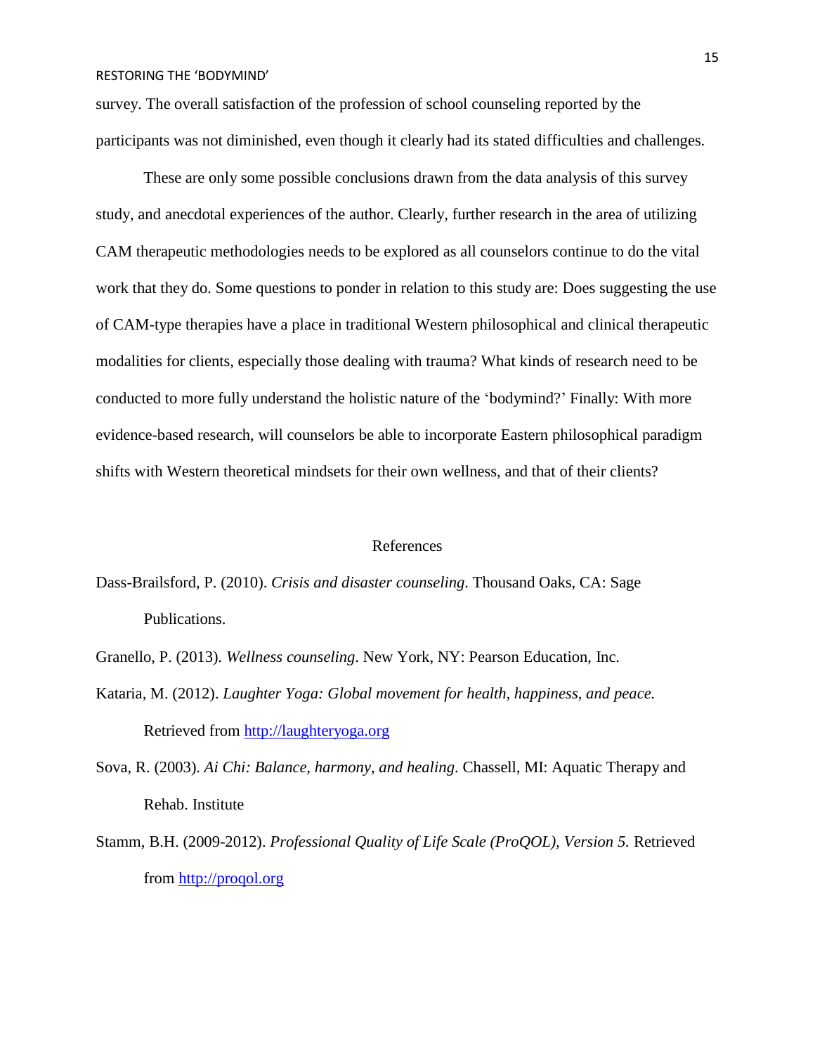survey. The overall satisfaction of the profession of school counseling reported by the participants was not diminished, even though it clearly had its stated difficulties and challenges.

These are only some possible conclusions drawn from the data analysis of this survey study, and anecdotal experiences of the author. Clearly, further research in the area of utilizing CAM therapeutic methodologies needs to be explored as all counselors continue to do the vital work that they do. Some questions to ponder in relation to this study are: Does suggesting the use of CAM-type therapies have a place in traditional Western philosophical and clinical therapeutic modalities for clients, especially those dealing with trauma? What kinds of research need to be conducted to more fully understand the holistic nature of the 'bodymind?' Finally: With more evidence-based research, will counselors be able to incorporate Eastern philosophical paradigm shifts with Western theoretical mindsets for their own wellness, and that of their clients?

## References

Dass-Brailsford, P. (2010). *Crisis and disaster counseling*. Thousand Oaks, CA: Sage Publications.

Granello, P. (2013). *Wellness counseling*. New York, NY: Pearson Education, Inc.

Kataria, M. (2012). *Laughter Yoga: Global movement for health, happiness, and peace.* Retrieved from http://laughteryoga.org

Sova, R. (2003). *Ai Chi: Balance, harmony, and healing*. Chassell, MI: Aquatic Therapy and Rehab. Institute

Stamm, B.H. (2009-2012). *Professional Quality of Life Scale (ProQOL), Version 5.* Retrieved from http://proqol.org